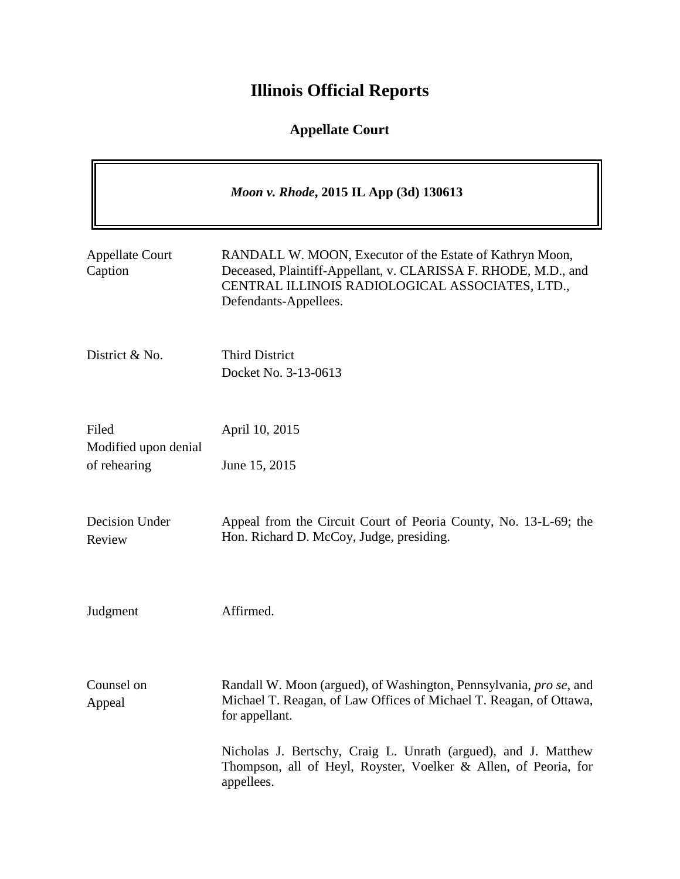# Illinois Official Reports

## Appellate Court

***Moon v. Rhode*, 2015 IL App (3d) 130613**

| | |
|---|---|
| Appellate Court Caption | RANDALL W. MOON, Executor of the Estate of Kathryn Moon, Deceased, Plaintiff-Appellant, v. CLARISSA F. RHODE, M.D., and CENTRAL ILLINOIS RADIOLOGICAL ASSOCIATES, LTD., Defendants-Appellees. |
| District & No. | Third District<br>Docket No. 3-13-0613 |
| Filed<br>Modified upon denial of rehearing | April 10, 2015<br><br>June 15, 2015 |
| Decision Under Review | Appeal from the Circuit Court of Peoria County, No. 13-L-69; the Hon. Richard D. McCoy, Judge, presiding. |
| Judgment | Affirmed. |
| Counsel on Appeal | Randall W. Moon (argued), of Washington, Pennsylvania, *pro se*, and Michael T. Reagan, of Law Offices of Michael T. Reagan, of Ottawa, for appellant.<br><br>Nicholas J. Bertschy, Craig L. Unrath (argued), and J. Matthew Thompson, all of Heyl, Royster, Voelker & Allen, of Peoria, for appellees. |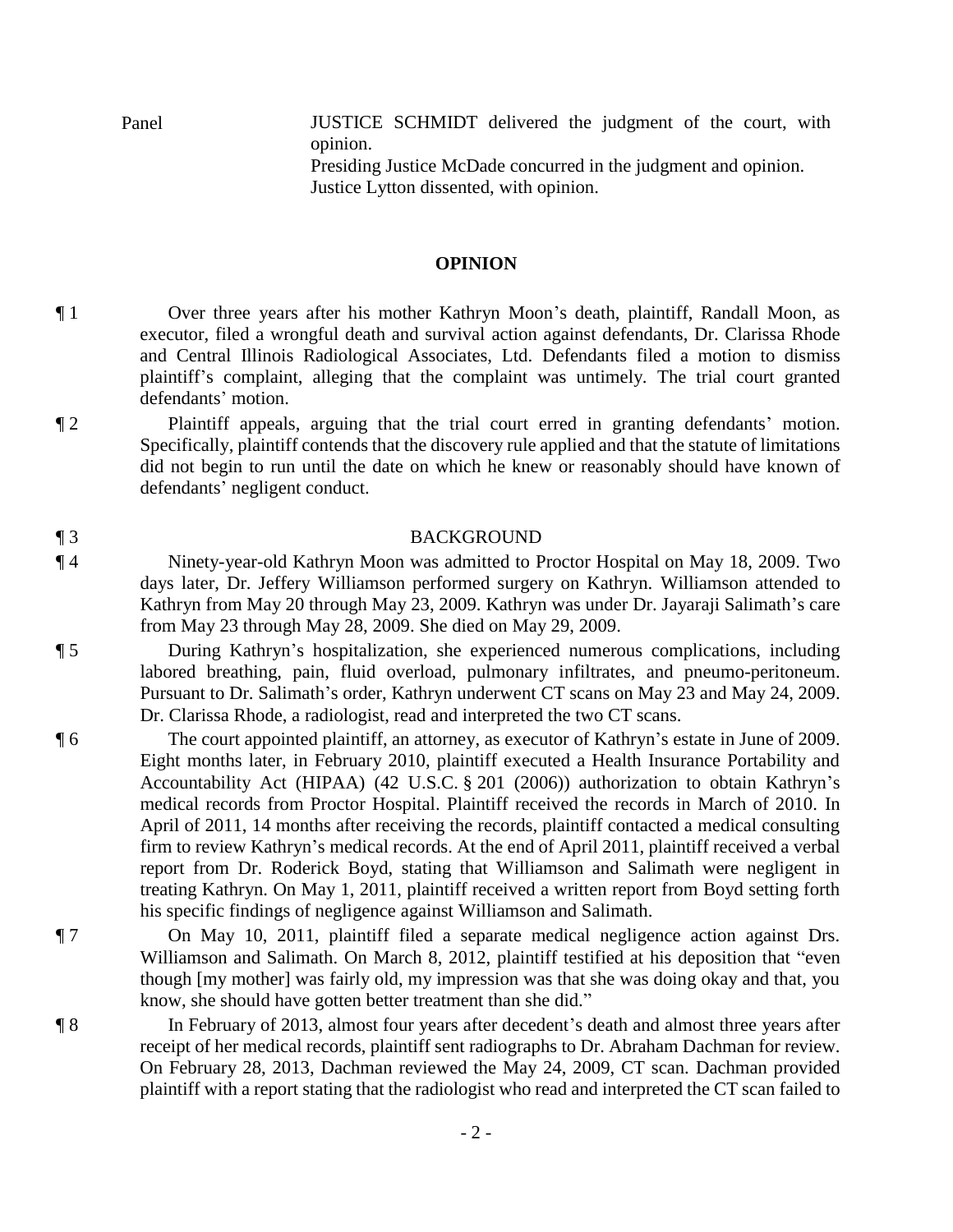| Panel | JUSTICE SCHMIDT delivered the judgment of the court, with opinion. Presiding Justice McDade concurred in the judgment and opinion. Justice Lytton dissented, with opinion. |
| --- | --- |

## OPINION

¶ 1 Over three years after his mother Kathryn Moon's death, plaintiff, Randall Moon, as executor, filed a wrongful death and survival action against defendants, Dr. Clarissa Rhode and Central Illinois Radiological Associates, Ltd. Defendants filed a motion to dismiss plaintiff's complaint, alleging that the complaint was untimely. The trial court granted defendants' motion.

¶ 2 Plaintiff appeals, arguing that the trial court erred in granting defendants' motion. Specifically, plaintiff contends that the discovery rule applied and that the statute of limitations did not begin to run until the date on which he knew or reasonably should have known of defendants' negligent conduct.

¶ 3 BACKGROUND

¶ 4 Ninety-year-old Kathryn Moon was admitted to Proctor Hospital on May 18, 2009. Two days later, Dr. Jeffery Williamson performed surgery on Kathryn. Williamson attended to Kathryn from May 20 through May 23, 2009. Kathryn was under Dr. Jayaraji Salimath's care from May 23 through May 28, 2009. She died on May 29, 2009.

¶ 5 During Kathryn's hospitalization, she experienced numerous complications, including labored breathing, pain, fluid overload, pulmonary infiltrates, and pneumo-peritoneum. Pursuant to Dr. Salimath's order, Kathryn underwent CT scans on May 23 and May 24, 2009. Dr. Clarissa Rhode, a radiologist, read and interpreted the two CT scans.

¶ 6 The court appointed plaintiff, an attorney, as executor of Kathryn's estate in June of 2009. Eight months later, in February 2010, plaintiff executed a Health Insurance Portability and Accountability Act (HIPAA) (42 U.S.C. § 201 (2006)) authorization to obtain Kathryn's medical records from Proctor Hospital. Plaintiff received the records in March of 2010. In April of 2011, 14 months after receiving the records, plaintiff contacted a medical consulting firm to review Kathryn's medical records. At the end of April 2011, plaintiff received a verbal report from Dr. Roderick Boyd, stating that Williamson and Salimath were negligent in treating Kathryn. On May 1, 2011, plaintiff received a written report from Boyd setting forth his specific findings of negligence against Williamson and Salimath.

¶ 7 On May 10, 2011, plaintiff filed a separate medical negligence action against Drs. Williamson and Salimath. On March 8, 2012, plaintiff testified at his deposition that "even though [my mother] was fairly old, my impression was that she was doing okay and that, you know, she should have gotten better treatment than she did."

¶ 8 In February of 2013, almost four years after decedent's death and almost three years after receipt of her medical records, plaintiff sent radiographs to Dr. Abraham Dachman for review. On February 28, 2013, Dachman reviewed the May 24, 2009, CT scan. Dachman provided plaintiff with a report stating that the radiologist who read and interpreted the CT scan failed to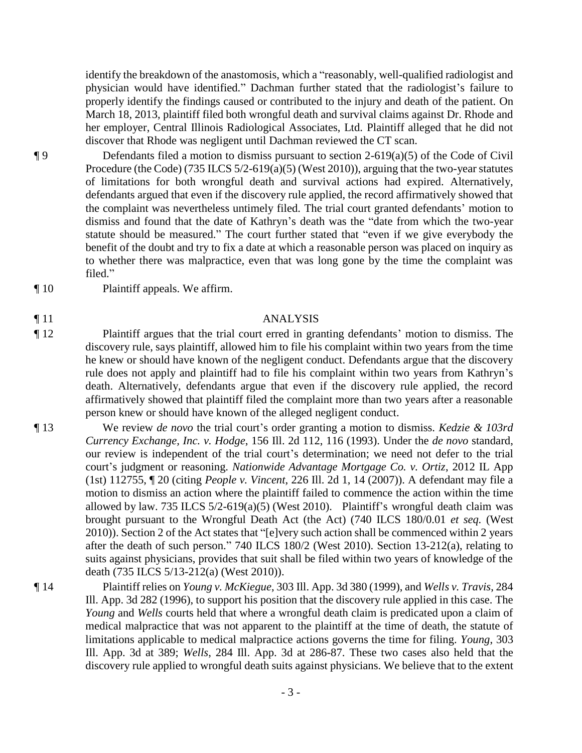identify the breakdown of the anastomosis, which a "reasonably, well-qualified radiologist and physician would have identified." Dachman further stated that the radiologist's failure to properly identify the findings caused or contributed to the injury and death of the patient. On March 18, 2013, plaintiff filed both wrongful death and survival claims against Dr. Rhode and her employer, Central Illinois Radiological Associates, Ltd. Plaintiff alleged that he did not discover that Rhode was negligent until Dachman reviewed the CT scan.

¶ 9 Defendants filed a motion to dismiss pursuant to section 2-619(a)(5) of the Code of Civil Procedure (the Code) (735 ILCS 5/2-619(a)(5) (West 2010)), arguing that the two-year statutes of limitations for both wrongful death and survival actions had expired. Alternatively, defendants argued that even if the discovery rule applied, the record affirmatively showed that the complaint was nevertheless untimely filed. The trial court granted defendants' motion to dismiss and found that the date of Kathryn's death was the "date from which the two-year statute should be measured." The court further stated that "even if we give everybody the benefit of the doubt and try to fix a date at which a reasonable person was placed on inquiry as to whether there was malpractice, even that was long gone by the time the complaint was filed."

¶ 10 Plaintiff appeals. We affirm.

¶ 11 ANALYSIS

¶ 12 Plaintiff argues that the trial court erred in granting defendants' motion to dismiss. The discovery rule, says plaintiff, allowed him to file his complaint within two years from the time he knew or should have known of the negligent conduct. Defendants argue that the discovery rule does not apply and plaintiff had to file his complaint within two years from Kathryn's death. Alternatively, defendants argue that even if the discovery rule applied, the record affirmatively showed that plaintiff filed the complaint more than two years after a reasonable person knew or should have known of the alleged negligent conduct.

¶ 13 We review *de novo* the trial court's order granting a motion to dismiss. *Kedzie & 103rd Currency Exchange, Inc. v. Hodge*, 156 Ill. 2d 112, 116 (1993). Under the *de novo* standard, our review is independent of the trial court's determination; we need not defer to the trial court's judgment or reasoning. *Nationwide Advantage Mortgage Co. v. Ortiz*, 2012 IL App (1st) 112755, ¶ 20 (citing *People v. Vincent*, 226 Ill. 2d 1, 14 (2007)). A defendant may file a motion to dismiss an action where the plaintiff failed to commence the action within the time allowed by law. 735 ILCS 5/2-619(a)(5) (West 2010). Plaintiff's wrongful death claim was brought pursuant to the Wrongful Death Act (the Act) (740 ILCS 180/0.01 *et seq.* (West 2010)). Section 2 of the Act states that "[e]very such action shall be commenced within 2 years after the death of such person." 740 ILCS 180/2 (West 2010). Section 13-212(a), relating to suits against physicians, provides that suit shall be filed within two years of knowledge of the death (735 ILCS 5/13-212(a) (West 2010)).

¶ 14 Plaintiff relies on *Young v. McKiegue*, 303 Ill. App. 3d 380 (1999), and *Wells v. Travis*, 284 Ill. App. 3d 282 (1996), to support his position that the discovery rule applied in this case. The *Young* and *Wells* courts held that where a wrongful death claim is predicated upon a claim of medical malpractice that was not apparent to the plaintiff at the time of death, the statute of limitations applicable to medical malpractice actions governs the time for filing. *Young*, 303 Ill. App. 3d at 389; *Wells*, 284 Ill. App. 3d at 286-87. These two cases also held that the discovery rule applied to wrongful death suits against physicians. We believe that to the extent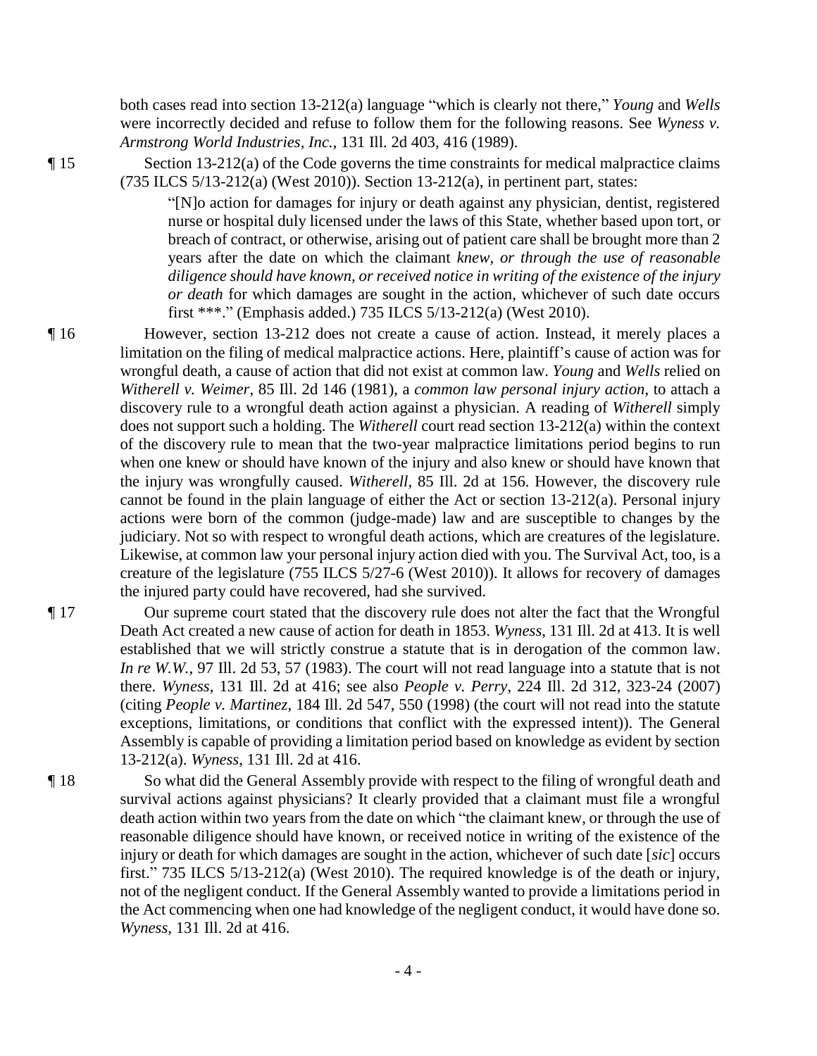both cases read into section 13-212(a) language "which is clearly not there," *Young* and *Wells* were incorrectly decided and refuse to follow them for the following reasons. See *Wyness v. Armstrong World Industries, Inc.*, 131 Ill. 2d 403, 416 (1989).

¶ 15 Section 13-212(a) of the Code governs the time constraints for medical malpractice claims (735 ILCS 5/13-212(a) (West 2010)). Section 13-212(a), in pertinent part, states:

> "[N]o action for damages for injury or death against any physician, dentist, registered nurse or hospital duly licensed under the laws of this State, whether based upon tort, or breach of contract, or otherwise, arising out of patient care shall be brought more than 2 years after the date on which the claimant *knew, or through the use of reasonable diligence should have known, or received notice in writing of the existence of the injury or death* for which damages are sought in the action, whichever of such date occurs first ***." (Emphasis added.) 735 ILCS 5/13-212(a) (West 2010).

¶ 16 However, section 13-212 does not create a cause of action. Instead, it merely places a limitation on the filing of medical malpractice actions. Here, plaintiff's cause of action was for wrongful death, a cause of action that did not exist at common law. *Young* and *Wells* relied on *Witherell v. Weimer*, 85 Ill. 2d 146 (1981), a *common law personal injury action*, to attach a discovery rule to a wrongful death action against a physician. A reading of *Witherell* simply does not support such a holding. The *Witherell* court read section 13-212(a) within the context of the discovery rule to mean that the two-year malpractice limitations period begins to run when one knew or should have known of the injury and also knew or should have known that the injury was wrongfully caused. *Witherell*, 85 Ill. 2d at 156. However, the discovery rule cannot be found in the plain language of either the Act or section 13-212(a). Personal injury actions were born of the common (judge-made) law and are susceptible to changes by the judiciary. Not so with respect to wrongful death actions, which are creatures of the legislature. Likewise, at common law your personal injury action died with you. The Survival Act, too, is a creature of the legislature (755 ILCS 5/27-6 (West 2010)). It allows for recovery of damages the injured party could have recovered, had she survived.

¶ 17 Our supreme court stated that the discovery rule does not alter the fact that the Wrongful Death Act created a new cause of action for death in 1853. *Wyness*, 131 Ill. 2d at 413. It is well established that we will strictly construe a statute that is in derogation of the common law. *In re W.W.*, 97 Ill. 2d 53, 57 (1983). The court will not read language into a statute that is not there. *Wyness*, 131 Ill. 2d at 416; see also *People v. Perry*, 224 Ill. 2d 312, 323-24 (2007) (citing *People v. Martinez*, 184 Ill. 2d 547, 550 (1998) (the court will not read into the statute exceptions, limitations, or conditions that conflict with the expressed intent)). The General Assembly is capable of providing a limitation period based on knowledge as evident by section 13-212(a). *Wyness*, 131 Ill. 2d at 416.

¶ 18 So what did the General Assembly provide with respect to the filing of wrongful death and survival actions against physicians? It clearly provided that a claimant must file a wrongful death action within two years from the date on which "the claimant knew, or through the use of reasonable diligence should have known, or received notice in writing of the existence of the injury or death for which damages are sought in the action, whichever of such date [*sic*] occurs first." 735 ILCS 5/13-212(a) (West 2010). The required knowledge is of the death or injury, not of the negligent conduct. If the General Assembly wanted to provide a limitations period in the Act commencing when one had knowledge of the negligent conduct, it would have done so. *Wyness*, 131 Ill. 2d at 416.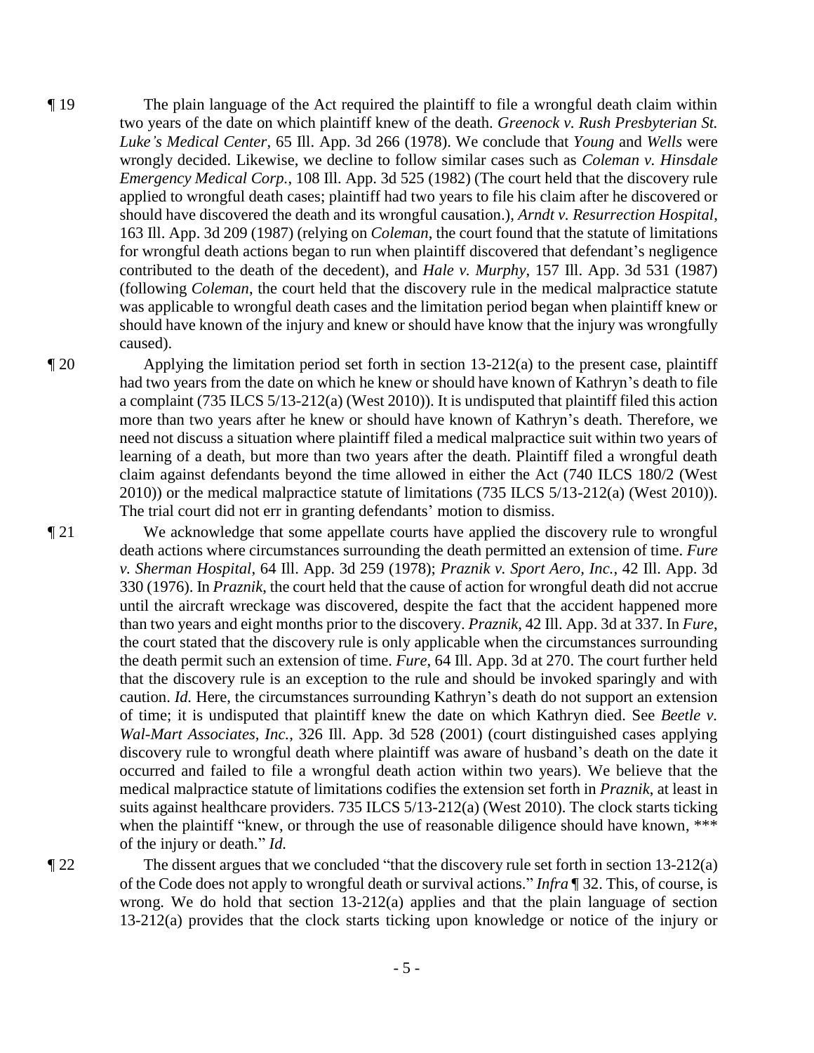¶ 19 The plain language of the Act required the plaintiff to file a wrongful death claim within two years of the date on which plaintiff knew of the death. *Greenock v. Rush Presbyterian St. Luke's Medical Center*, 65 Ill. App. 3d 266 (1978). We conclude that *Young* and *Wells* were wrongly decided. Likewise, we decline to follow similar cases such as *Coleman v. Hinsdale Emergency Medical Corp.*, 108 Ill. App. 3d 525 (1982) (The court held that the discovery rule applied to wrongful death cases; plaintiff had two years to file his claim after he discovered or should have discovered the death and its wrongful causation.), *Arndt v. Resurrection Hospital*, 163 Ill. App. 3d 209 (1987) (relying on *Coleman*, the court found that the statute of limitations for wrongful death actions began to run when plaintiff discovered that defendant's negligence contributed to the death of the decedent), and *Hale v. Murphy*, 157 Ill. App. 3d 531 (1987) (following *Coleman*, the court held that the discovery rule in the medical malpractice statute was applicable to wrongful death cases and the limitation period began when plaintiff knew or should have known of the injury and knew or should have know that the injury was wrongfully caused).

¶ 20 Applying the limitation period set forth in section 13-212(a) to the present case, plaintiff had two years from the date on which he knew or should have known of Kathryn's death to file a complaint (735 ILCS 5/13-212(a) (West 2010)). It is undisputed that plaintiff filed this action more than two years after he knew or should have known of Kathryn's death. Therefore, we need not discuss a situation where plaintiff filed a medical malpractice suit within two years of learning of a death, but more than two years after the death. Plaintiff filed a wrongful death claim against defendants beyond the time allowed in either the Act (740 ILCS 180/2 (West 2010)) or the medical malpractice statute of limitations (735 ILCS 5/13-212(a) (West 2010)). The trial court did not err in granting defendants' motion to dismiss.

¶ 21 We acknowledge that some appellate courts have applied the discovery rule to wrongful death actions where circumstances surrounding the death permitted an extension of time. *Fure v. Sherman Hospital*, 64 Ill. App. 3d 259 (1978); *Praznik v. Sport Aero, Inc.*, 42 Ill. App. 3d 330 (1976). In *Praznik*, the court held that the cause of action for wrongful death did not accrue until the aircraft wreckage was discovered, despite the fact that the accident happened more than two years and eight months prior to the discovery. *Praznik*, 42 Ill. App. 3d at 337. In *Fure*, the court stated that the discovery rule is only applicable when the circumstances surrounding the death permit such an extension of time. *Fure*, 64 Ill. App. 3d at 270. The court further held that the discovery rule is an exception to the rule and should be invoked sparingly and with caution. *Id.* Here, the circumstances surrounding Kathryn's death do not support an extension of time; it is undisputed that plaintiff knew the date on which Kathryn died. See *Beetle v. Wal-Mart Associates, Inc.*, 326 Ill. App. 3d 528 (2001) (court distinguished cases applying discovery rule to wrongful death where plaintiff was aware of husband's death on the date it occurred and failed to file a wrongful death action within two years). We believe that the medical malpractice statute of limitations codifies the extension set forth in *Praznik*, at least in suits against healthcare providers. 735 ILCS 5/13-212(a) (West 2010). The clock starts ticking when the plaintiff "knew, or through the use of reasonable diligence should have known, *** of the injury or death." *Id.*

¶ 22 The dissent argues that we concluded "that the discovery rule set forth in section 13-212(a) of the Code does not apply to wrongful death or survival actions." *Infra* ¶ 32. This, of course, is wrong. We do hold that section 13-212(a) applies and that the plain language of section 13-212(a) provides that the clock starts ticking upon knowledge or notice of the injury or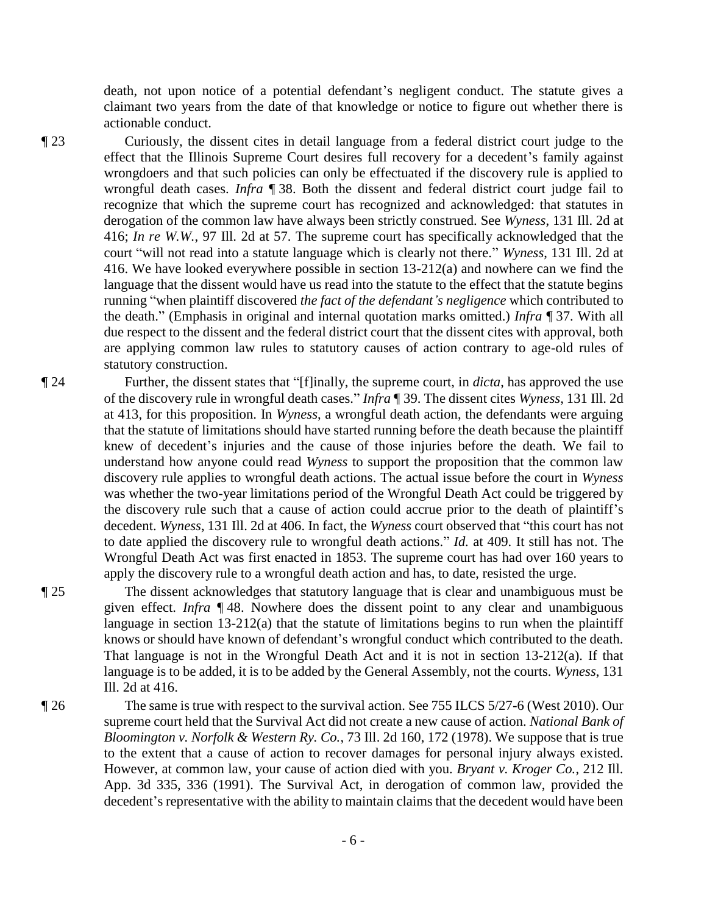death, not upon notice of a potential defendant's negligent conduct. The statute gives a claimant two years from the date of that knowledge or notice to figure out whether there is actionable conduct.

¶ 23 Curiously, the dissent cites in detail language from a federal district court judge to the effect that the Illinois Supreme Court desires full recovery for a decedent's family against wrongdoers and that such policies can only be effectuated if the discovery rule is applied to wrongful death cases. *Infra* ¶ 38. Both the dissent and federal district court judge fail to recognize that which the supreme court has recognized and acknowledged: that statutes in derogation of the common law have always been strictly construed. See *Wyness*, 131 Ill. 2d at 416; *In re W.W.*, 97 Ill. 2d at 57. The supreme court has specifically acknowledged that the court "will not read into a statute language which is clearly not there." *Wyness*, 131 Ill. 2d at 416. We have looked everywhere possible in section 13-212(a) and nowhere can we find the language that the dissent would have us read into the statute to the effect that the statute begins running "when plaintiff discovered *the fact of the defendant's negligence* which contributed to the death." (Emphasis in original and internal quotation marks omitted.) *Infra* ¶ 37. With all due respect to the dissent and the federal district court that the dissent cites with approval, both are applying common law rules to statutory causes of action contrary to age-old rules of statutory construction.

¶ 24 Further, the dissent states that "[f]inally, the supreme court, in *dicta*, has approved the use of the discovery rule in wrongful death cases." *Infra* ¶ 39. The dissent cites *Wyness*, 131 Ill. 2d at 413, for this proposition. In *Wyness*, a wrongful death action, the defendants were arguing that the statute of limitations should have started running before the death because the plaintiff knew of decedent's injuries and the cause of those injuries before the death. We fail to understand how anyone could read *Wyness* to support the proposition that the common law discovery rule applies to wrongful death actions. The actual issue before the court in *Wyness* was whether the two-year limitations period of the Wrongful Death Act could be triggered by the discovery rule such that a cause of action could accrue prior to the death of plaintiff's decedent. *Wyness*, 131 Ill. 2d at 406. In fact, the *Wyness* court observed that "this court has not to date applied the discovery rule to wrongful death actions." *Id.* at 409. It still has not. The Wrongful Death Act was first enacted in 1853. The supreme court has had over 160 years to apply the discovery rule to a wrongful death action and has, to date, resisted the urge.

¶ 25 The dissent acknowledges that statutory language that is clear and unambiguous must be given effect. *Infra* ¶ 48. Nowhere does the dissent point to any clear and unambiguous language in section 13-212(a) that the statute of limitations begins to run when the plaintiff knows or should have known of defendant's wrongful conduct which contributed to the death. That language is not in the Wrongful Death Act and it is not in section 13-212(a). If that language is to be added, it is to be added by the General Assembly, not the courts. *Wyness*, 131 Ill. 2d at 416.

¶ 26 The same is true with respect to the survival action. See 755 ILCS 5/27-6 (West 2010). Our supreme court held that the Survival Act did not create a new cause of action. *National Bank of Bloomington v. Norfolk & Western Ry. Co.*, 73 Ill. 2d 160, 172 (1978). We suppose that is true to the extent that a cause of action to recover damages for personal injury always existed. However, at common law, your cause of action died with you. *Bryant v. Kroger Co.*, 212 Ill. App. 3d 335, 336 (1991). The Survival Act, in derogation of common law, provided the decedent's representative with the ability to maintain claims that the decedent would have been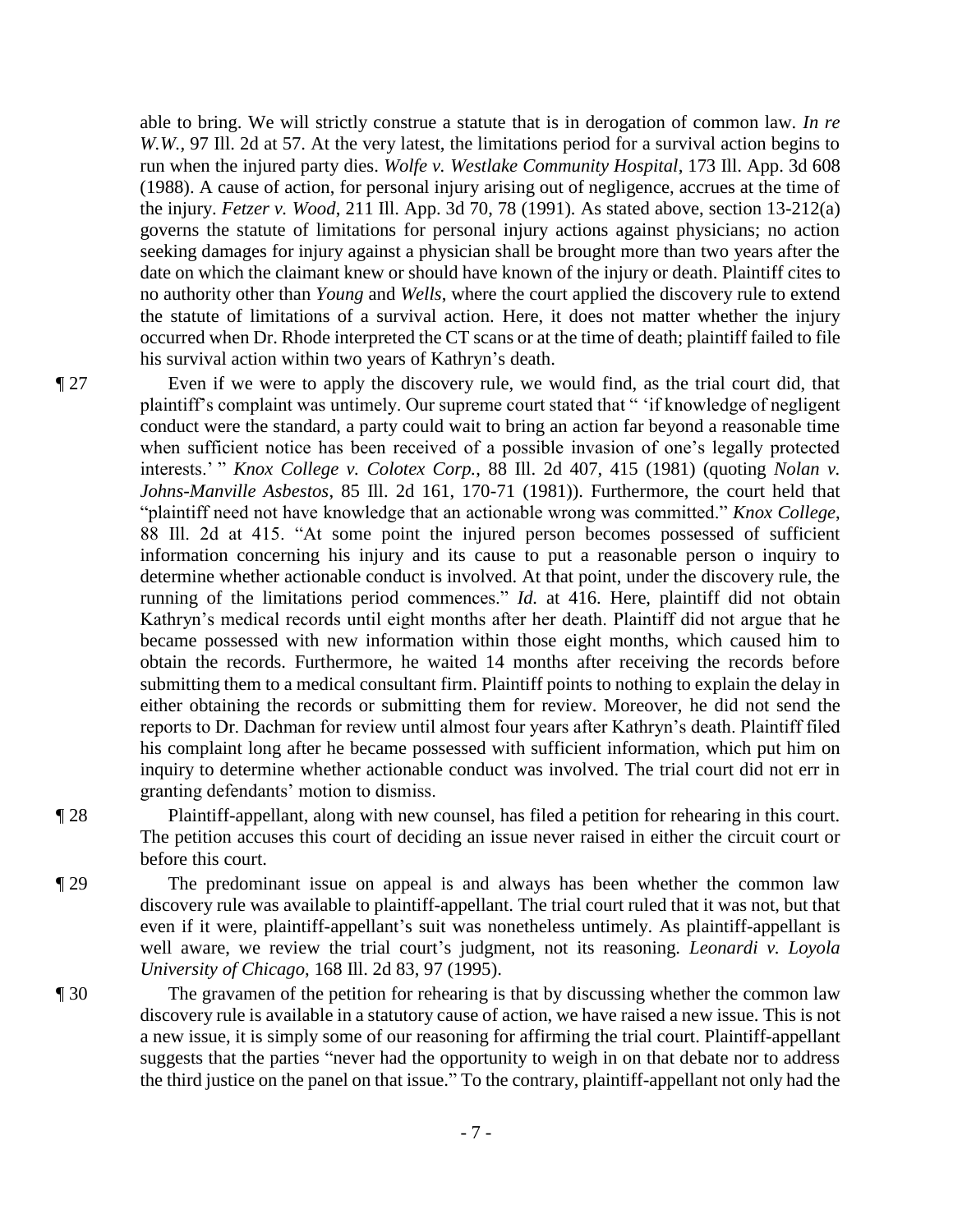able to bring. We will strictly construe a statute that is in derogation of common law. *In re W.W.*, 97 Ill. 2d at 57. At the very latest, the limitations period for a survival action begins to run when the injured party dies. *Wolfe v. Westlake Community Hospital*, 173 Ill. App. 3d 608 (1988). A cause of action, for personal injury arising out of negligence, accrues at the time of the injury. *Fetzer v. Wood*, 211 Ill. App. 3d 70, 78 (1991). As stated above, section 13-212(a) governs the statute of limitations for personal injury actions against physicians; no action seeking damages for injury against a physician shall be brought more than two years after the date on which the claimant knew or should have known of the injury or death. Plaintiff cites to no authority other than *Young* and *Wells*, where the court applied the discovery rule to extend the statute of limitations of a survival action. Here, it does not matter whether the injury occurred when Dr. Rhode interpreted the CT scans or at the time of death; plaintiff failed to file his survival action within two years of Kathryn's death.

¶ 27 Even if we were to apply the discovery rule, we would find, as the trial court did, that plaintiff's complaint was untimely. Our supreme court stated that " 'if knowledge of negligent conduct were the standard, a party could wait to bring an action far beyond a reasonable time when sufficient notice has been received of a possible invasion of one's legally protected interests.' " *Knox College v. Colotex Corp.*, 88 Ill. 2d 407, 415 (1981) (quoting *Nolan v. Johns-Manville Asbestos*, 85 Ill. 2d 161, 170-71 (1981)). Furthermore, the court held that "plaintiff need not have knowledge that an actionable wrong was committed." *Knox College*, 88 Ill. 2d at 415. "At some point the injured person becomes possessed of sufficient information concerning his injury and its cause to put a reasonable person o inquiry to determine whether actionable conduct is involved. At that point, under the discovery rule, the running of the limitations period commences." *Id.* at 416. Here, plaintiff did not obtain Kathryn's medical records until eight months after her death. Plaintiff did not argue that he became possessed with new information within those eight months, which caused him to obtain the records. Furthermore, he waited 14 months after receiving the records before submitting them to a medical consultant firm. Plaintiff points to nothing to explain the delay in either obtaining the records or submitting them for review. Moreover, he did not send the reports to Dr. Dachman for review until almost four years after Kathryn's death. Plaintiff filed his complaint long after he became possessed with sufficient information, which put him on inquiry to determine whether actionable conduct was involved. The trial court did not err in granting defendants' motion to dismiss.

¶ 28 Plaintiff-appellant, along with new counsel, has filed a petition for rehearing in this court. The petition accuses this court of deciding an issue never raised in either the circuit court or before this court.

¶ 29 The predominant issue on appeal is and always has been whether the common law discovery rule was available to plaintiff-appellant. The trial court ruled that it was not, but that even if it were, plaintiff-appellant's suit was nonetheless untimely. As plaintiff-appellant is well aware, we review the trial court's judgment, not its reasoning. *Leonardi v. Loyola University of Chicago*, 168 Ill. 2d 83, 97 (1995).

¶ 30 The gravamen of the petition for rehearing is that by discussing whether the common law discovery rule is available in a statutory cause of action, we have raised a new issue. This is not a new issue, it is simply some of our reasoning for affirming the trial court. Plaintiff-appellant suggests that the parties "never had the opportunity to weigh in on that debate nor to address the third justice on the panel on that issue." To the contrary, plaintiff-appellant not only had the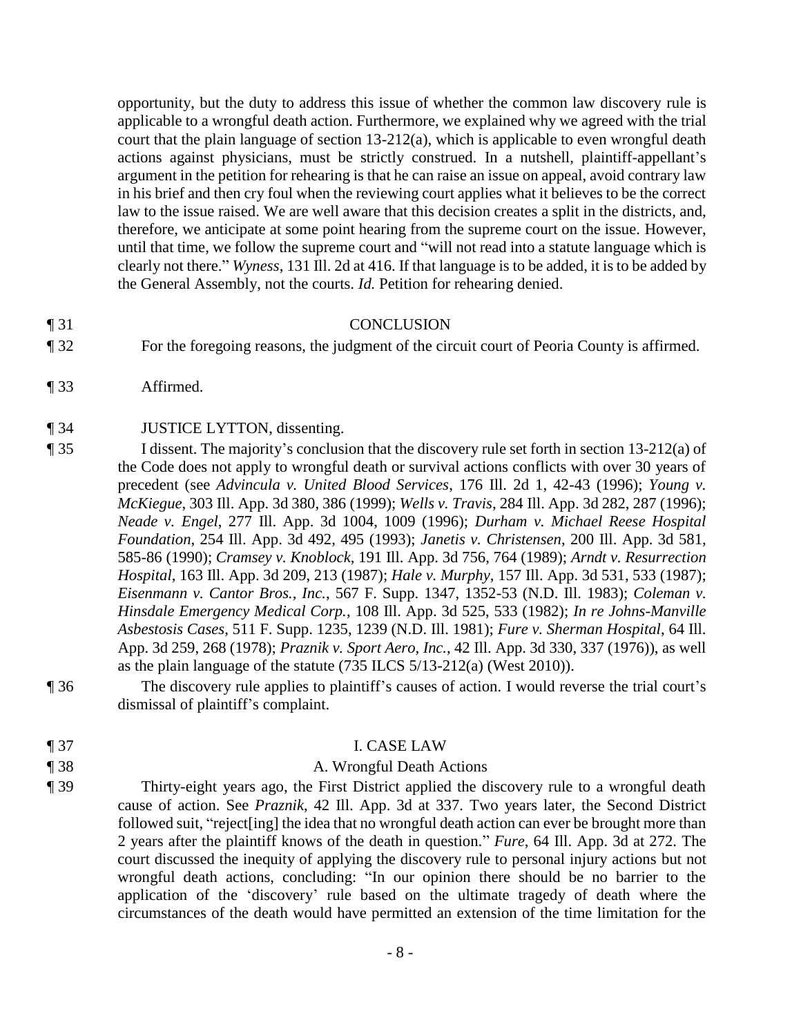opportunity, but the duty to address this issue of whether the common law discovery rule is applicable to a wrongful death action. Furthermore, we explained why we agreed with the trial court that the plain language of section 13-212(a), which is applicable to even wrongful death actions against physicians, must be strictly construed. In a nutshell, plaintiff-appellant's argument in the petition for rehearing is that he can raise an issue on appeal, avoid contrary law in his brief and then cry foul when the reviewing court applies what it believes to be the correct law to the issue raised. We are well aware that this decision creates a split in the districts, and, therefore, we anticipate at some point hearing from the supreme court on the issue. However, until that time, we follow the supreme court and "will not read into a statute language which is clearly not there." *Wyness*, 131 Ill. 2d at 416. If that language is to be added, it is to be added by the General Assembly, not the courts. *Id.* Petition for rehearing denied.

¶ 31 CONCLUSION

¶ 32 For the foregoing reasons, the judgment of the circuit court of Peoria County is affirmed.

¶ 33 Affirmed.

¶ 34 JUSTICE LYTTON, dissenting.

¶ 35 I dissent. The majority's conclusion that the discovery rule set forth in section 13-212(a) of the Code does not apply to wrongful death or survival actions conflicts with over 30 years of precedent (see *Advincula v. United Blood Services*, 176 Ill. 2d 1, 42-43 (1996); *Young v. McKiegue*, 303 Ill. App. 3d 380, 386 (1999); *Wells v. Travis*, 284 Ill. App. 3d 282, 287 (1996); *Neade v. Engel*, 277 Ill. App. 3d 1004, 1009 (1996); *Durham v. Michael Reese Hospital Foundation*, 254 Ill. App. 3d 492, 495 (1993); *Janetis v. Christensen*, 200 Ill. App. 3d 581, 585-86 (1990); *Cramsey v. Knoblock*, 191 Ill. App. 3d 756, 764 (1989); *Arndt v. Resurrection Hospital*, 163 Ill. App. 3d 209, 213 (1987); *Hale v. Murphy*, 157 Ill. App. 3d 531, 533 (1987); *Eisenmann v. Cantor Bros., Inc.*, 567 F. Supp. 1347, 1352-53 (N.D. Ill. 1983); *Coleman v. Hinsdale Emergency Medical Corp.*, 108 Ill. App. 3d 525, 533 (1982); *In re Johns-Manville Asbestosis Cases*, 511 F. Supp. 1235, 1239 (N.D. Ill. 1981); *Fure v. Sherman Hospital*, 64 Ill. App. 3d 259, 268 (1978); *Praznik v. Sport Aero, Inc.*, 42 Ill. App. 3d 330, 337 (1976)), as well as the plain language of the statute (735 ILCS 5/13-212(a) (West 2010)).

¶ 36 The discovery rule applies to plaintiff's causes of action. I would reverse the trial court's dismissal of plaintiff's complaint.

¶ 37 I. CASE LAW

¶ 38 A. Wrongful Death Actions

¶ 39 Thirty-eight years ago, the First District applied the discovery rule to a wrongful death cause of action. See *Praznik*, 42 Ill. App. 3d at 337. Two years later, the Second District followed suit, "reject[ing] the idea that no wrongful death action can ever be brought more than 2 years after the plaintiff knows of the death in question." *Fure*, 64 Ill. App. 3d at 272. The court discussed the inequity of applying the discovery rule to personal injury actions but not wrongful death actions, concluding: "In our opinion there should be no barrier to the application of the 'discovery' rule based on the ultimate tragedy of death where the circumstances of the death would have permitted an extension of the time limitation for the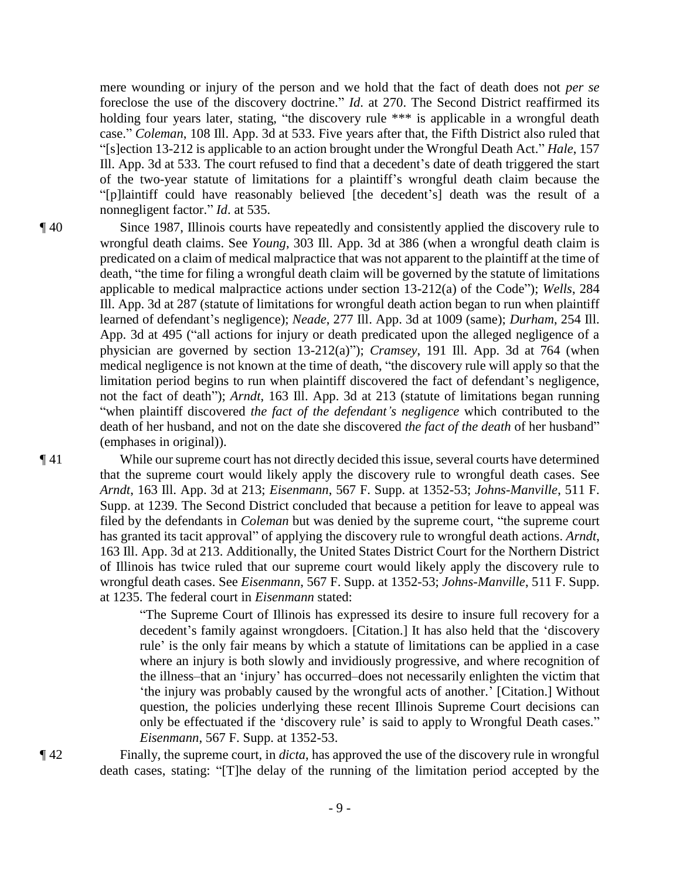mere wounding or injury of the person and we hold that the fact of death does not *per se* foreclose the use of the discovery doctrine." *Id.* at 270. The Second District reaffirmed its holding four years later, stating, "the discovery rule *** is applicable in a wrongful death case." *Coleman*, 108 Ill. App. 3d at 533. Five years after that, the Fifth District also ruled that "[s]ection 13-212 is applicable to an action brought under the Wrongful Death Act." *Hale*, 157 Ill. App. 3d at 533. The court refused to find that a decedent's date of death triggered the start of the two-year statute of limitations for a plaintiff's wrongful death claim because the "[p]laintiff could have reasonably believed [the decedent's] death was the result of a nonnegligent factor." *Id*. at 535.

¶ 40 Since 1987, Illinois courts have repeatedly and consistently applied the discovery rule to wrongful death claims. See *Young*, 303 Ill. App. 3d at 386 (when a wrongful death claim is predicated on a claim of medical malpractice that was not apparent to the plaintiff at the time of death, "the time for filing a wrongful death claim will be governed by the statute of limitations applicable to medical malpractice actions under section 13-212(a) of the Code"); *Wells*, 284 Ill. App. 3d at 287 (statute of limitations for wrongful death action began to run when plaintiff learned of defendant's negligence); *Neade*, 277 Ill. App. 3d at 1009 (same); *Durham*, 254 Ill. App. 3d at 495 ("all actions for injury or death predicated upon the alleged negligence of a physician are governed by section 13-212(a)"); *Cramsey*, 191 Ill. App. 3d at 764 (when medical negligence is not known at the time of death, "the discovery rule will apply so that the limitation period begins to run when plaintiff discovered the fact of defendant's negligence, not the fact of death"); *Arndt*, 163 Ill. App. 3d at 213 (statute of limitations began running "when plaintiff discovered *the fact of the defendant's negligence* which contributed to the death of her husband, and not on the date she discovered *the fact of the death* of her husband" (emphases in original)).

¶ 41 While our supreme court has not directly decided this issue, several courts have determined that the supreme court would likely apply the discovery rule to wrongful death cases. See *Arndt*, 163 Ill. App. 3d at 213; *Eisenmann*, 567 F. Supp. at 1352-53; *Johns-Manville*, 511 F. Supp. at 1239. The Second District concluded that because a petition for leave to appeal was filed by the defendants in *Coleman* but was denied by the supreme court, "the supreme court has granted its tacit approval" of applying the discovery rule to wrongful death actions. *Arndt*, 163 Ill. App. 3d at 213. Additionally, the United States District Court for the Northern District of Illinois has twice ruled that our supreme court would likely apply the discovery rule to wrongful death cases. See *Eisenmann*, 567 F. Supp. at 1352-53; *Johns-Manville*, 511 F. Supp. at 1235. The federal court in *Eisenmann* stated:

> "The Supreme Court of Illinois has expressed its desire to insure full recovery for a decedent's family against wrongdoers. [Citation.] It has also held that the 'discovery rule' is the only fair means by which a statute of limitations can be applied in a case where an injury is both slowly and invidiously progressive, and where recognition of the illness–that an 'injury' has occurred–does not necessarily enlighten the victim that 'the injury was probably caused by the wrongful acts of another.' [Citation.] Without question, the policies underlying these recent Illinois Supreme Court decisions can only be effectuated if the 'discovery rule' is said to apply to Wrongful Death cases." *Eisenmann*, 567 F. Supp. at 1352-53.

¶ 42 Finally, the supreme court, in *dicta*, has approved the use of the discovery rule in wrongful death cases, stating: "[T]he delay of the running of the limitation period accepted by the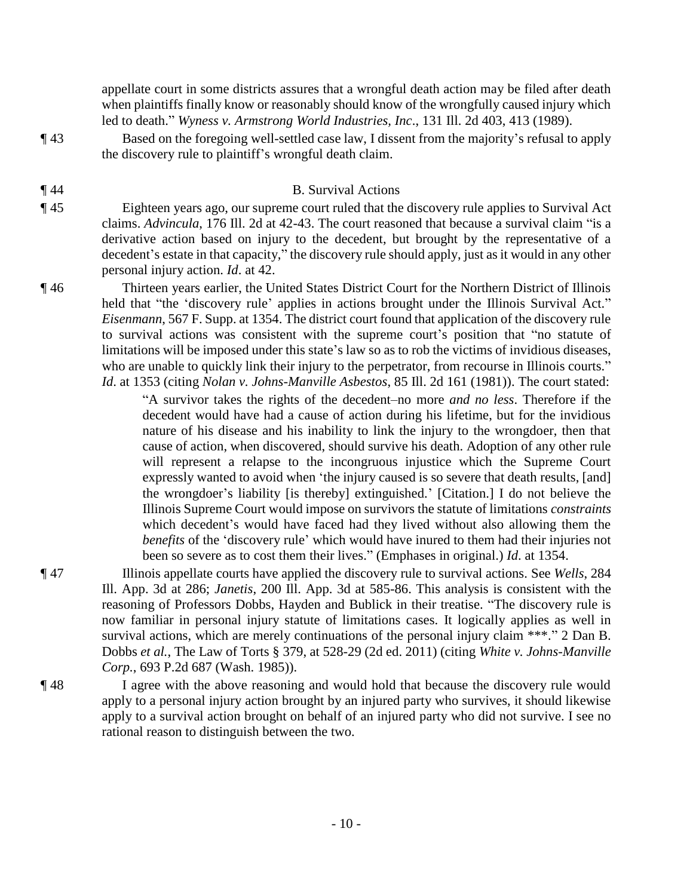appellate court in some districts assures that a wrongful death action may be filed after death when plaintiffs finally know or reasonably should know of the wrongfully caused injury which led to death." *Wyness v. Armstrong World Industries, Inc*., 131 Ill. 2d 403, 413 (1989).

¶ 43 Based on the foregoing well-settled case law, I dissent from the majority's refusal to apply the discovery rule to plaintiff's wrongful death claim.

¶ 44 B. Survival Actions

¶ 45 Eighteen years ago, our supreme court ruled that the discovery rule applies to Survival Act claims. *Advincula*, 176 Ill. 2d at 42-43. The court reasoned that because a survival claim "is a derivative action based on injury to the decedent, but brought by the representative of a decedent's estate in that capacity," the discovery rule should apply, just as it would in any other personal injury action. *Id*. at 42.

¶ 46 Thirteen years earlier, the United States District Court for the Northern District of Illinois held that "the 'discovery rule' applies in actions brought under the Illinois Survival Act." *Eisenmann*, 567 F. Supp. at 1354. The district court found that application of the discovery rule to survival actions was consistent with the supreme court's position that "no statute of limitations will be imposed under this state's law so as to rob the victims of invidious diseases, who are unable to quickly link their injury to the perpetrator, from recourse in Illinois courts." *Id*. at 1353 (citing *Nolan v. Johns-Manville Asbestos*, 85 Ill. 2d 161 (1981)). The court stated:

> "A survivor takes the rights of the decedent–no more *and no less*. Therefore if the decedent would have had a cause of action during his lifetime, but for the invidious nature of his disease and his inability to link the injury to the wrongdoer, then that cause of action, when discovered, should survive his death. Adoption of any other rule will represent a relapse to the incongruous injustice which the Supreme Court expressly wanted to avoid when 'the injury caused is so severe that death results, [and] the wrongdoer's liability [is thereby] extinguished.' [Citation.] I do not believe the Illinois Supreme Court would impose on survivors the statute of limitations *constraints* which decedent's would have faced had they lived without also allowing them the *benefits* of the 'discovery rule' which would have inured to them had their injuries not been so severe as to cost them their lives." (Emphases in original.) *Id*. at 1354.

¶ 47 Illinois appellate courts have applied the discovery rule to survival actions. See *Wells*, 284 Ill. App. 3d at 286; *Janetis*, 200 Ill. App. 3d at 585-86. This analysis is consistent with the reasoning of Professors Dobbs, Hayden and Bublick in their treatise. "The discovery rule is now familiar in personal injury statute of limitations cases. It logically applies as well in survival actions, which are merely continuations of the personal injury claim ***." 2 Dan B. Dobbs *et al.*, The Law of Torts § 379, at 528-29 (2d ed. 2011) (citing *White v. Johns-Manville Corp.*, 693 P.2d 687 (Wash. 1985)).

¶ 48 I agree with the above reasoning and would hold that because the discovery rule would apply to a personal injury action brought by an injured party who survives, it should likewise apply to a survival action brought on behalf of an injured party who did not survive. I see no rational reason to distinguish between the two.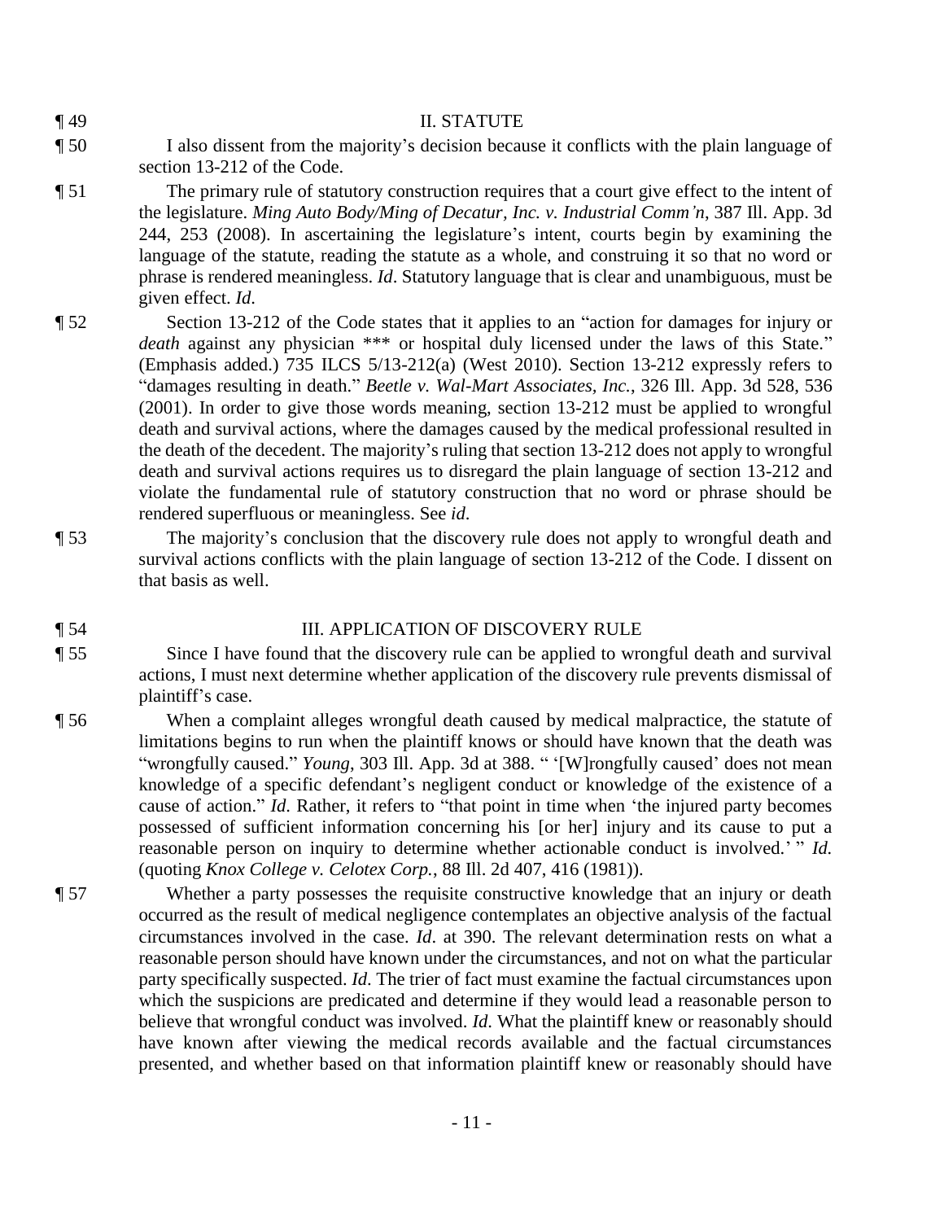¶ 49 II. STATUTE

¶ 50 I also dissent from the majority's decision because it conflicts with the plain language of section 13-212 of the Code.

¶ 51 The primary rule of statutory construction requires that a court give effect to the intent of the legislature. *Ming Auto Body/Ming of Decatur, Inc. v. Industrial Comm'n*, 387 Ill. App. 3d 244, 253 (2008). In ascertaining the legislature's intent, courts begin by examining the language of the statute, reading the statute as a whole, and construing it so that no word or phrase is rendered meaningless. *Id*. Statutory language that is clear and unambiguous, must be given effect. *Id*.

¶ 52 Section 13-212 of the Code states that it applies to an "action for damages for injury or *death* against any physician *** or hospital duly licensed under the laws of this State." (Emphasis added.) 735 ILCS 5/13-212(a) (West 2010). Section 13-212 expressly refers to "damages resulting in death." *Beetle v. Wal-Mart Associates, Inc.*, 326 Ill. App. 3d 528, 536 (2001). In order to give those words meaning, section 13-212 must be applied to wrongful death and survival actions, where the damages caused by the medical professional resulted in the death of the decedent. The majority's ruling that section 13-212 does not apply to wrongful death and survival actions requires us to disregard the plain language of section 13-212 and violate the fundamental rule of statutory construction that no word or phrase should be rendered superfluous or meaningless. See *id*.

¶ 53 The majority's conclusion that the discovery rule does not apply to wrongful death and survival actions conflicts with the plain language of section 13-212 of the Code. I dissent on that basis as well.

¶ 54 III. APPLICATION OF DISCOVERY RULE

¶ 55 Since I have found that the discovery rule can be applied to wrongful death and survival actions, I must next determine whether application of the discovery rule prevents dismissal of plaintiff's case.

¶ 56 When a complaint alleges wrongful death caused by medical malpractice, the statute of limitations begins to run when the plaintiff knows or should have known that the death was "wrongfully caused." *Young*, 303 Ill. App. 3d at 388. " '[W]rongfully caused' does not mean knowledge of a specific defendant's negligent conduct or knowledge of the existence of a cause of action." *Id*. Rather, it refers to "that point in time when 'the injured party becomes possessed of sufficient information concerning his [or her] injury and its cause to put a reasonable person on inquiry to determine whether actionable conduct is involved.' " *Id.* (quoting *Knox College v. Celotex Corp.*, 88 Ill. 2d 407, 416 (1981)).

¶ 57 Whether a party possesses the requisite constructive knowledge that an injury or death occurred as the result of medical negligence contemplates an objective analysis of the factual circumstances involved in the case. *Id*. at 390. The relevant determination rests on what a reasonable person should have known under the circumstances, and not on what the particular party specifically suspected. *Id*. The trier of fact must examine the factual circumstances upon which the suspicions are predicated and determine if they would lead a reasonable person to believe that wrongful conduct was involved. *Id*. What the plaintiff knew or reasonably should have known after viewing the medical records available and the factual circumstances presented, and whether based on that information plaintiff knew or reasonably should have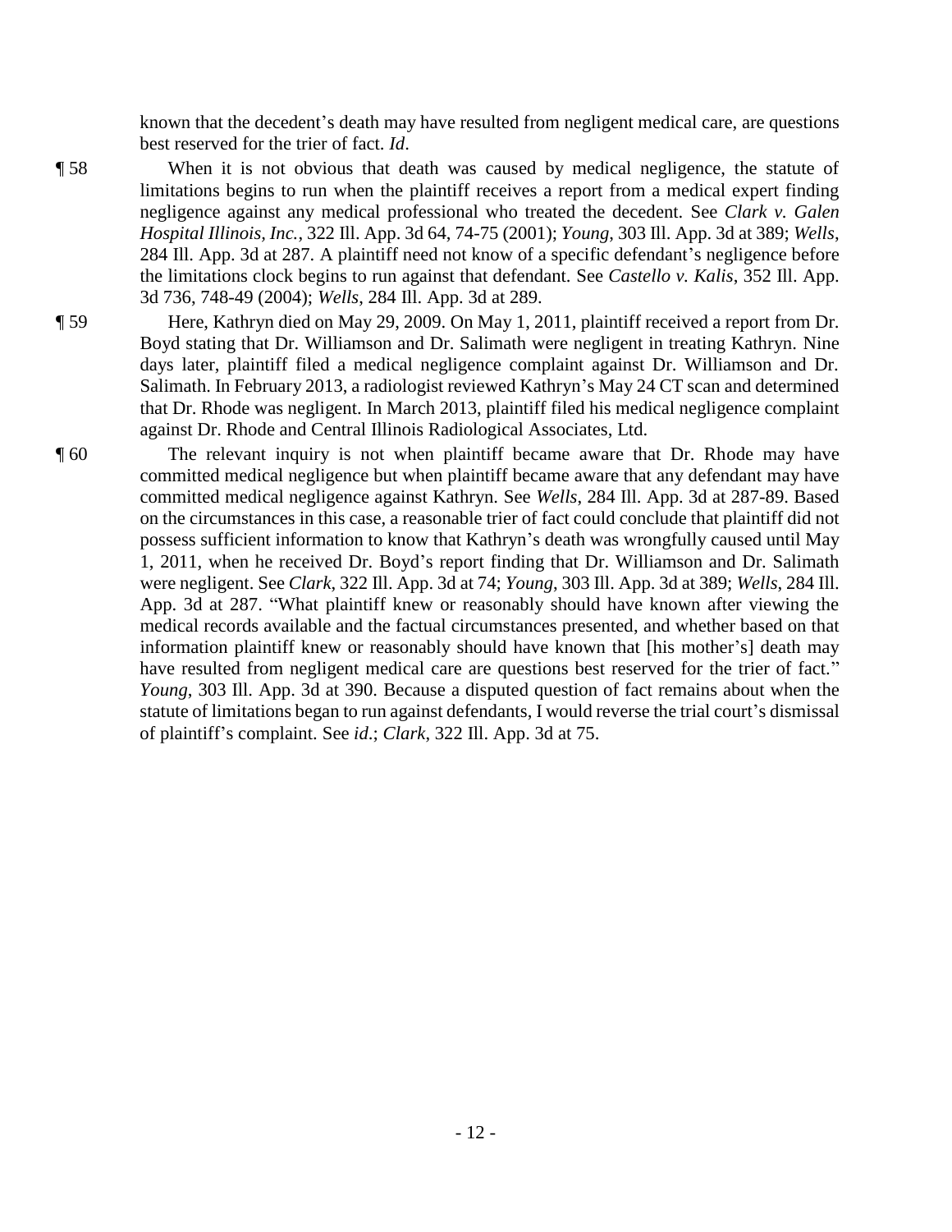known that the decedent's death may have resulted from negligent medical care, are questions best reserved for the trier of fact. *Id*.

¶ 58 When it is not obvious that death was caused by medical negligence, the statute of limitations begins to run when the plaintiff receives a report from a medical expert finding negligence against any medical professional who treated the decedent. See *Clark v. Galen Hospital Illinois, Inc.*, 322 Ill. App. 3d 64, 74-75 (2001); *Young*, 303 Ill. App. 3d at 389; *Wells*, 284 Ill. App. 3d at 287. A plaintiff need not know of a specific defendant's negligence before the limitations clock begins to run against that defendant. See *Castello v. Kalis*, 352 Ill. App. 3d 736, 748-49 (2004); *Wells*, 284 Ill. App. 3d at 289.

¶ 59 Here, Kathryn died on May 29, 2009. On May 1, 2011, plaintiff received a report from Dr. Boyd stating that Dr. Williamson and Dr. Salimath were negligent in treating Kathryn. Nine days later, plaintiff filed a medical negligence complaint against Dr. Williamson and Dr. Salimath. In February 2013, a radiologist reviewed Kathryn's May 24 CT scan and determined that Dr. Rhode was negligent. In March 2013, plaintiff filed his medical negligence complaint against Dr. Rhode and Central Illinois Radiological Associates, Ltd.

¶ 60 The relevant inquiry is not when plaintiff became aware that Dr. Rhode may have committed medical negligence but when plaintiff became aware that any defendant may have committed medical negligence against Kathryn. See *Wells*, 284 Ill. App. 3d at 287-89. Based on the circumstances in this case, a reasonable trier of fact could conclude that plaintiff did not possess sufficient information to know that Kathryn's death was wrongfully caused until May 1, 2011, when he received Dr. Boyd's report finding that Dr. Williamson and Dr. Salimath were negligent. See *Clark*, 322 Ill. App. 3d at 74; *Young*, 303 Ill. App. 3d at 389; *Wells*, 284 Ill. App. 3d at 287. "What plaintiff knew or reasonably should have known after viewing the medical records available and the factual circumstances presented, and whether based on that information plaintiff knew or reasonably should have known that [his mother's] death may have resulted from negligent medical care are questions best reserved for the trier of fact." *Young*, 303 Ill. App. 3d at 390. Because a disputed question of fact remains about when the statute of limitations began to run against defendants, I would reverse the trial court's dismissal of plaintiff's complaint. See *id*.; *Clark*, 322 Ill. App. 3d at 75.